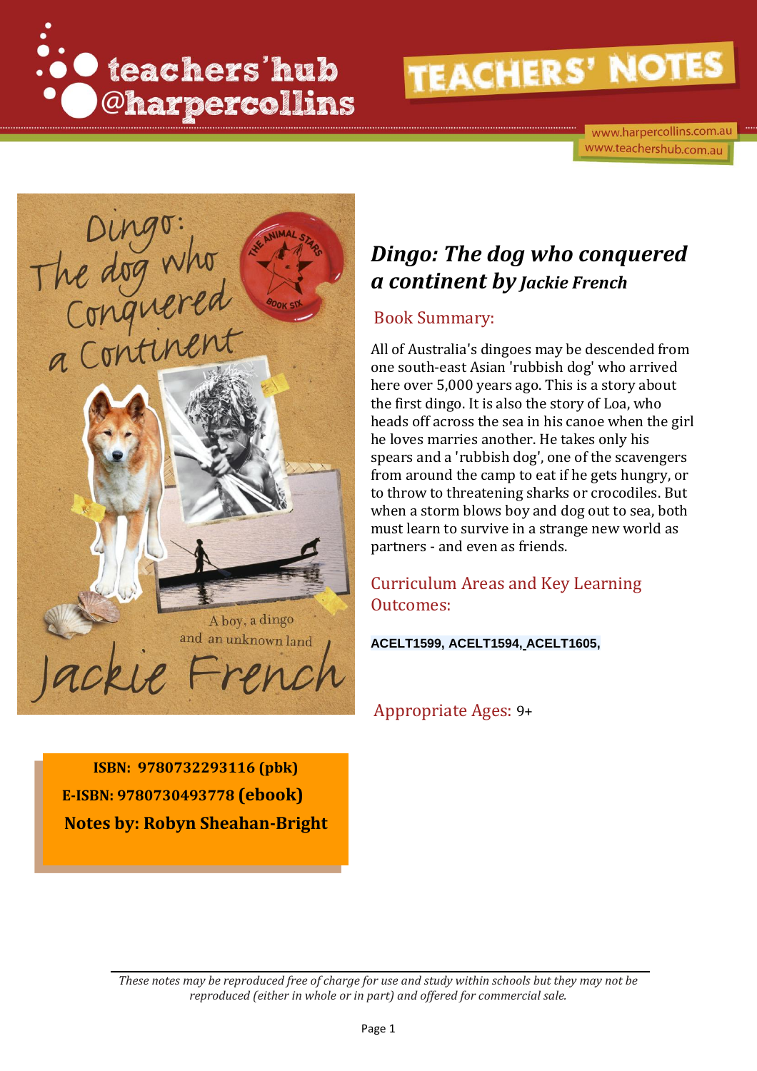teachers'hub @harpercollins

# TEACHERS' NOTES

www.harpercollins.com.au
www.teachershub.com.au

## *Dingo: The dog who conquered a continent* by *Jackie French*

### Book Summary:

All of Australia's dingoes may be descended from one south-east Asian 'rubbish dog' who arrived here over 5,000 years ago. This is a story about the first dingo. It is also the story of Loa, who heads off across the sea in his canoe when the girl he loves marries another. He takes only his spears and a 'rubbish dog', one of the scavengers from around the camp to eat if he gets hungry, or to throw to threatening sharks or crocodiles. But when a storm blows boy and dog out to sea, both must learn to survive in a strange new world as partners - and even as friends.

### Curriculum Areas and Key Learning Outcomes:

**ACELT1599, ACELT1594, ACELT1605,**

### Appropriate Ages: 9+

**ISBN: 9780732293116 (pbk)**
**E-ISBN: 9780730493778 (ebook)**
**Notes by: Robyn Sheahan-Bright**

*These notes may be reproduced free of charge for use and study within schools but they may not be reproduced (either in whole or in part) and offered for commercial sale.*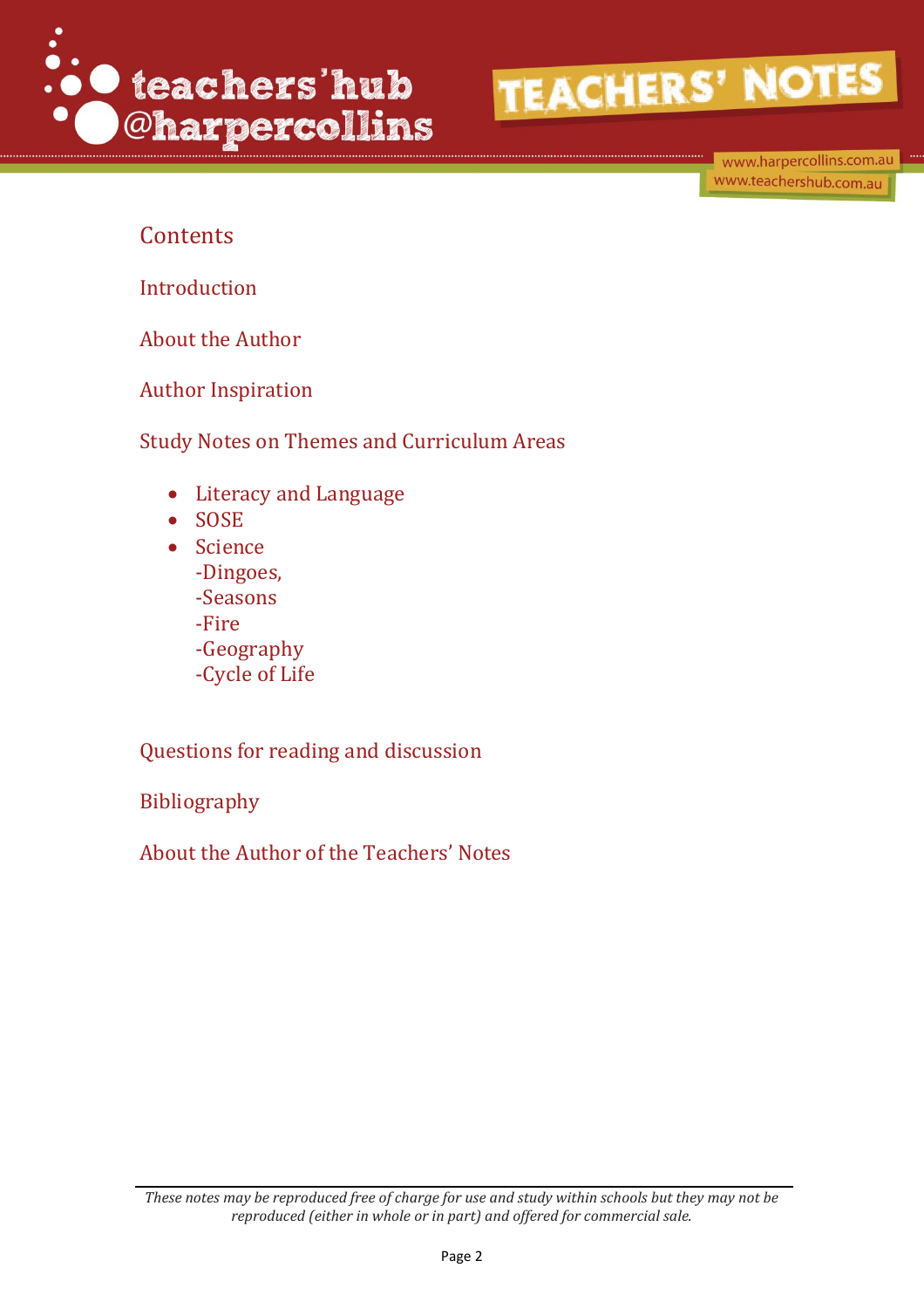## Contents

Introduction

About the Author

Author Inspiration

Study Notes on Themes and Curriculum Areas

- Literacy and Language
- SOSE
- Science
  - -Dingoes,
  - -Seasons
  - -Fire
  - -Geography
  - -Cycle of Life

Questions for reading and discussion

Bibliography

About the Author of the Teachers' Notes

*These notes may be reproduced free of charge for use and study within schools but they may not be reproduced (either in whole or in part) and offered for commercial sale.*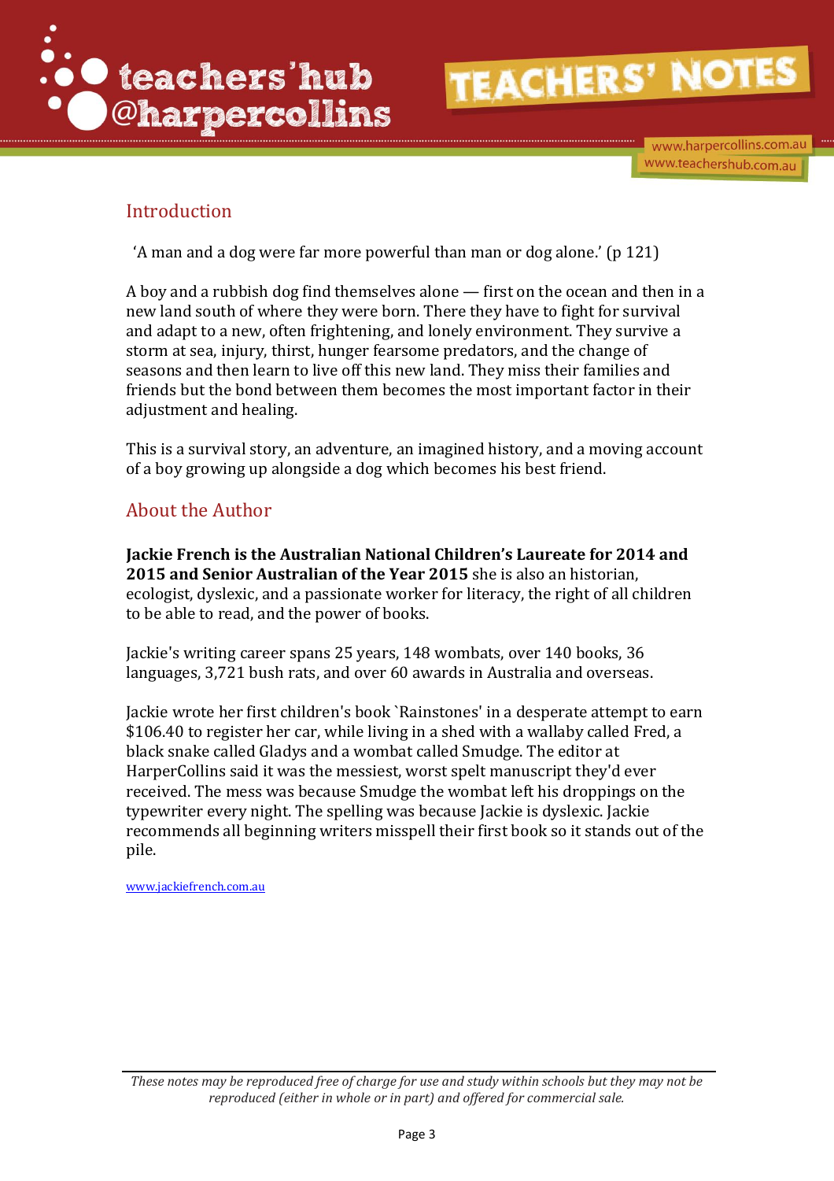## Introduction

'A man and a dog were far more powerful than man or dog alone.' (p 121)

A boy and a rubbish dog find themselves alone — first on the ocean and then in a new land south of where they were born. There they have to fight for survival and adapt to a new, often frightening, and lonely environment. They survive a storm at sea, injury, thirst, hunger fearsome predators, and the change of seasons and then learn to live off this new land. They miss their families and friends but the bond between them becomes the most important factor in their adjustment and healing.

This is a survival story, an adventure, an imagined history, and a moving account of a boy growing up alongside a dog which becomes his best friend.

## About the Author

**Jackie French is the Australian National Children's Laureate for 2014 and 2015 and Senior Australian of the Year 2015** she is also an historian, ecologist, dyslexic, and a passionate worker for literacy, the right of all children to be able to read, and the power of books.

Jackie's writing career spans 25 years, 148 wombats, over 140 books, 36 languages, 3,721 bush rats, and over 60 awards in Australia and overseas.

Jackie wrote her first children's book `Rainstones' in a desperate attempt to earn $106.40 to register her car, while living in a shed with a wallaby called Fred, a black snake called Gladys and a wombat called Smudge. The editor at HarperCollins said it was the messiest, worst spelt manuscript they'd ever received. The mess was because Smudge the wombat left his droppings on the typewriter every night. The spelling was because Jackie is dyslexic. Jackie recommends all beginning writers misspell their first book so it stands out of the pile.

www.jackiefrench.com.au

*These notes may be reproduced free of charge for use and study within schools but they may not be reproduced (either in whole or in part) and offered for commercial sale.*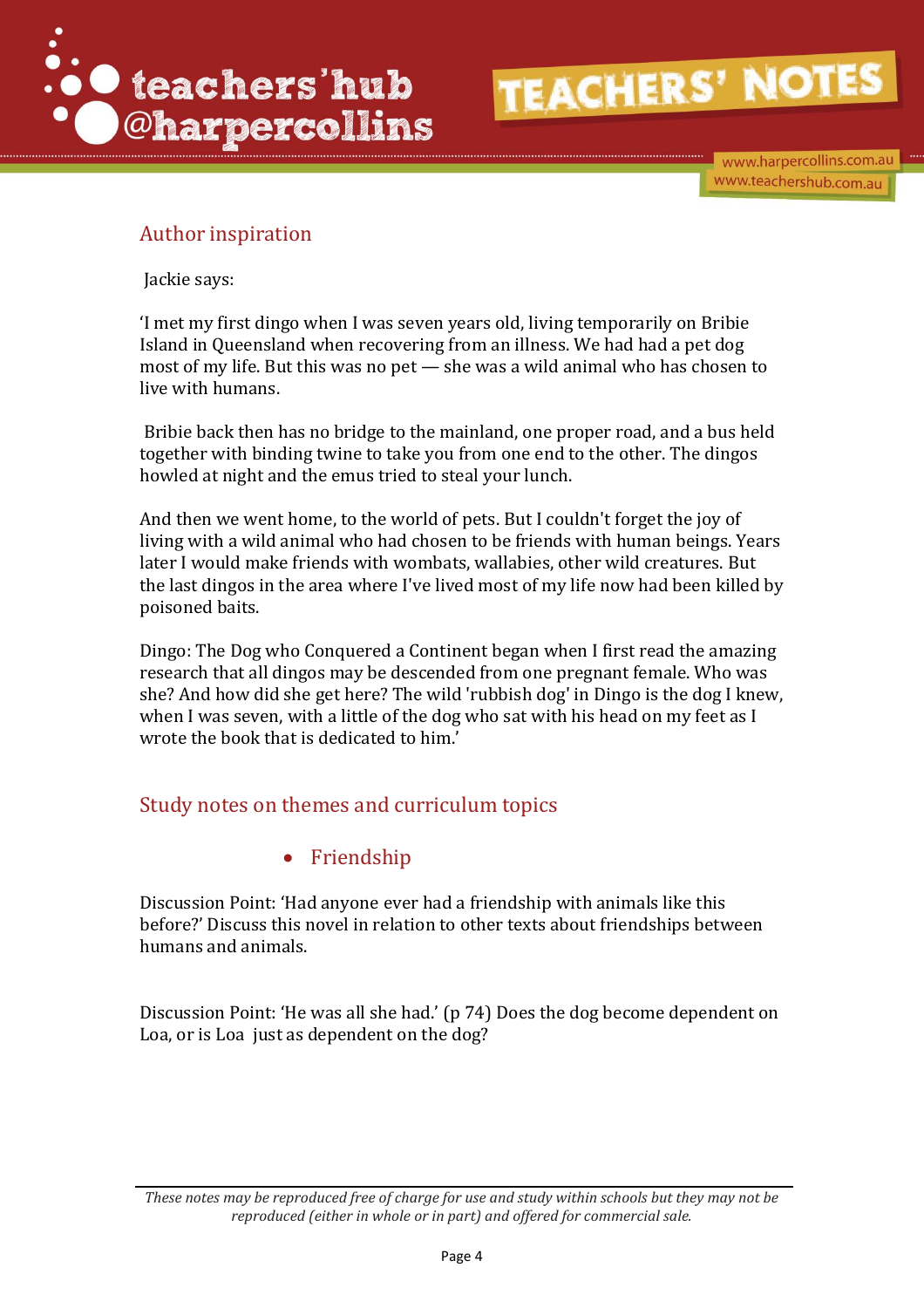## Author inspiration

Jackie says:

'I met my first dingo when I was seven years old, living temporarily on Bribie Island in Queensland when recovering from an illness. We had had a pet dog most of my life. But this was no pet — she was a wild animal who has chosen to live with humans.

Bribie back then has no bridge to the mainland, one proper road, and a bus held together with binding twine to take you from one end to the other. The dingos howled at night and the emus tried to steal your lunch.

And then we went home, to the world of pets. But I couldn't forget the joy of living with a wild animal who had chosen to be friends with human beings. Years later I would make friends with wombats, wallabies, other wild creatures. But the last dingos in the area where I've lived most of my life now had been killed by poisoned baits.

Dingo: The Dog who Conquered a Continent began when I first read the amazing research that all dingos may be descended from one pregnant female. Who was she? And how did she get here? The wild 'rubbish dog' in Dingo is the dog I knew, when I was seven, with a little of the dog who sat with his head on my feet as I wrote the book that is dedicated to him.'

## Study notes on themes and curriculum topics

- Friendship

Discussion Point: 'Had anyone ever had a friendship with animals like this before?' Discuss this novel in relation to other texts about friendships between humans and animals.

Discussion Point: 'He was all she had.' (p 74) Does the dog become dependent on Loa, or is Loa just as dependent on the dog?

*These notes may be reproduced free of charge for use and study within schools but they may not be reproduced (either in whole or in part) and offered for commercial sale.*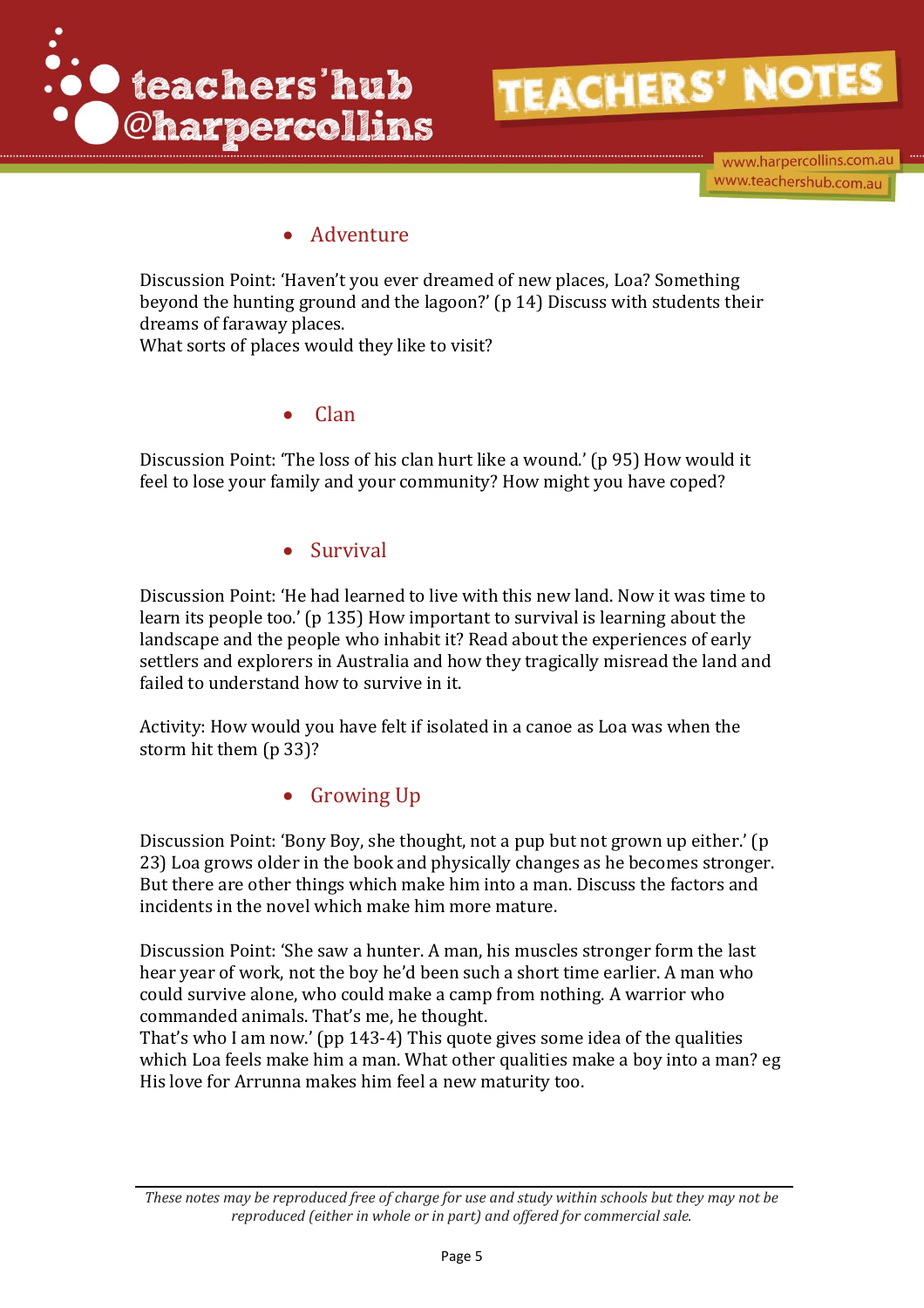- Adventure

Discussion Point: 'Haven't you ever dreamed of new places, Loa? Something beyond the hunting ground and the lagoon?' (p 14) Discuss with students their dreams of faraway places.
What sorts of places would they like to visit?

- Clan

Discussion Point: 'The loss of his clan hurt like a wound.' (p 95) How would it feel to lose your family and your community? How might you have coped?

- Survival

Discussion Point: 'He had learned to live with this new land. Now it was time to learn its people too.' (p 135) How important to survival is learning about the landscape and the people who inhabit it? Read about the experiences of early settlers and explorers in Australia and how they tragically misread the land and failed to understand how to survive in it.

Activity: How would you have felt if isolated in a canoe as Loa was when the storm hit them (p 33)?

- Growing Up

Discussion Point: 'Bony Boy, she thought, not a pup but not grown up either.' (p 23) Loa grows older in the book and physically changes as he becomes stronger. But there are other things which make him into a man. Discuss the factors and incidents in the novel which make him more mature.

Discussion Point: 'She saw a hunter. A man, his muscles stronger form the last hear year of work, not the boy he'd been such a short time earlier. A man who could survive alone, who could make a camp from nothing. A warrior who commanded animals. That's me, he thought.
That's who I am now.' (pp 143-4) This quote gives some idea of the qualities which Loa feels make him a man. What other qualities make a boy into a man? eg His love for Arrunna makes him feel a new maturity too.

*These notes may be reproduced free of charge for use and study within schools but they may not be reproduced (either in whole or in part) and offered for commercial sale.*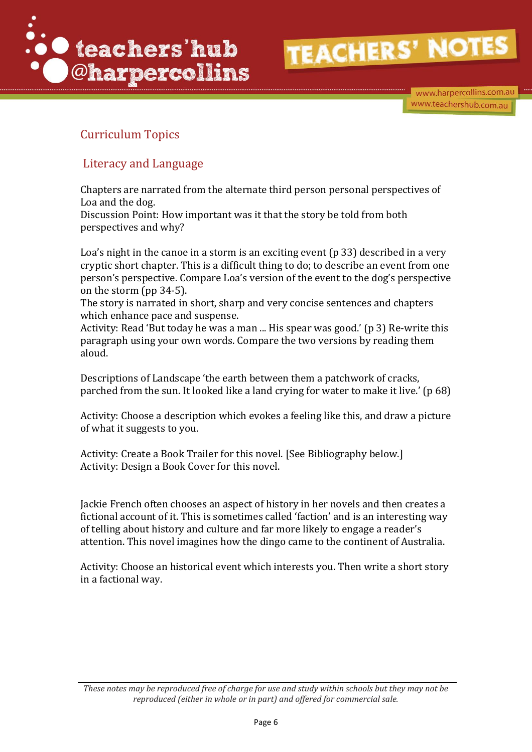## Curriculum Topics

### Literacy and Language

Chapters are narrated from the alternate third person personal perspectives of Loa and the dog.
Discussion Point: How important was it that the story be told from both perspectives and why?

Loa's night in the canoe in a storm is an exciting event (p 33) described in a very cryptic short chapter. This is a difficult thing to do; to describe an event from one person's perspective. Compare Loa's version of the event to the dog's perspective on the storm (pp 34-5).
The story is narrated in short, sharp and very concise sentences and chapters which enhance pace and suspense.
Activity: Read 'But today he was a man ... His spear was good.' (p 3) Re-write this paragraph using your own words. Compare the two versions by reading them aloud.

Descriptions of Landscape 'the earth between them a patchwork of cracks, parched from the sun. It looked like a land crying for water to make it live.' (p 68)

Activity: Choose a description which evokes a feeling like this, and draw a picture of what it suggests to you.

Activity: Create a Book Trailer for this novel. [See Bibliography below.]
Activity: Design a Book Cover for this novel.

Jackie French often chooses an aspect of history in her novels and then creates a fictional account of it. This is sometimes called 'faction' and is an interesting way of telling about history and culture and far more likely to engage a reader's attention. This novel imagines how the dingo came to the continent of Australia.

Activity: Choose an historical event which interests you. Then write a short story in a factional way.

*These notes may be reproduced free of charge for use and study within schools but they may not be reproduced (either in whole or in part) and offered for commercial sale.*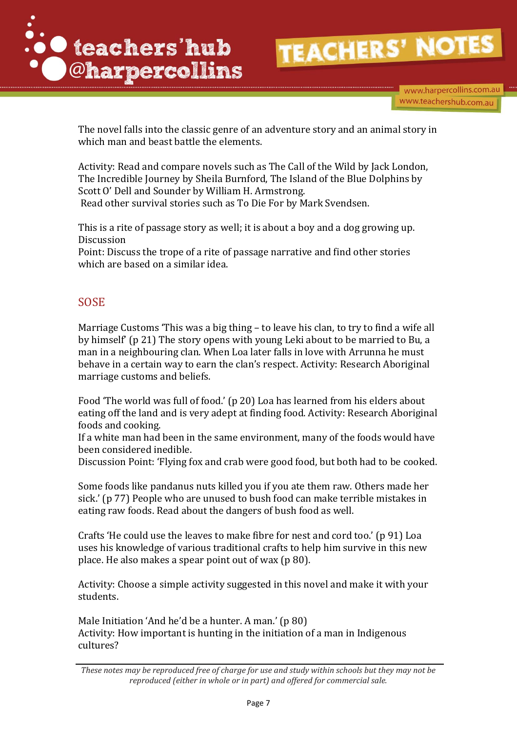The novel falls into the classic genre of an adventure story and an animal story in which man and beast battle the elements.

Activity: Read and compare novels such as The Call of the Wild by Jack London, The Incredible Journey by Sheila Burnford, The Island of the Blue Dolphins by Scott O' Dell and Sounder by William H. Armstrong.
Read other survival stories such as To Die For by Mark Svendsen.

This is a rite of passage story as well; it is about a boy and a dog growing up.
Discussion
Point: Discuss the trope of a rite of passage narrative and find other stories which are based on a similar idea.

## SOSE

Marriage Customs 'This was a big thing – to leave his clan, to try to find a wife all by himself' (p 21) The story opens with young Leki about to be married to Bu, a man in a neighbouring clan. When Loa later falls in love with Arrunna he must behave in a certain way to earn the clan's respect. Activity: Research Aboriginal marriage customs and beliefs.

Food 'The world was full of food.' (p 20) Loa has learned from his elders about eating off the land and is very adept at finding food. Activity: Research Aboriginal foods and cooking.
If a white man had been in the same environment, many of the foods would have been considered inedible.
Discussion Point: 'Flying fox and crab were good food, but both had to be cooked.

Some foods like pandanus nuts killed you if you ate them raw. Others made her sick.' (p 77) People who are unused to bush food can make terrible mistakes in eating raw foods. Read about the dangers of bush food as well.

Crafts 'He could use the leaves to make fibre for nest and cord too.' (p 91) Loa uses his knowledge of various traditional crafts to help him survive in this new place. He also makes a spear point out of wax (p 80).

Activity: Choose a simple activity suggested in this novel and make it with your students.

Male Initiation 'And he'd be a hunter. A man.' (p 80)
Activity: How important is hunting in the initiation of a man in Indigenous cultures?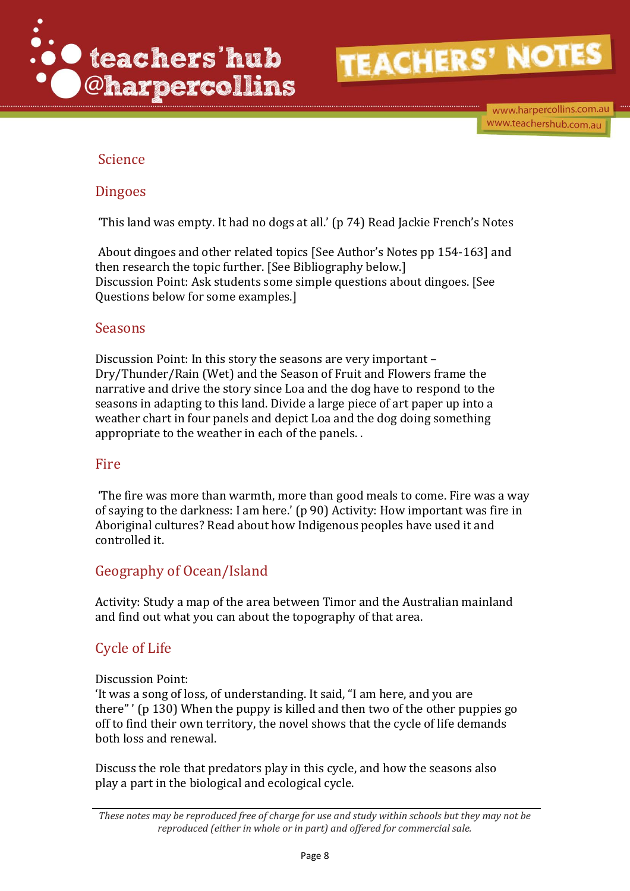## Science

### Dingoes

'This land was empty. It had no dogs at all.' (p 74) Read Jackie French's Notes

About dingoes and other related topics [See Author's Notes pp 154-163] and then research the topic further. [See Bibliography below.]
Discussion Point: Ask students some simple questions about dingoes. [See Questions below for some examples.]

### Seasons

Discussion Point: In this story the seasons are very important – Dry/Thunder/Rain (Wet) and the Season of Fruit and Flowers frame the narrative and drive the story since Loa and the dog have to respond to the seasons in adapting to this land. Divide a large piece of art paper up into a weather chart in four panels and depict Loa and the dog doing something appropriate to the weather in each of the panels. .

### Fire

'The fire was more than warmth, more than good meals to come. Fire was a way of saying to the darkness: I am here.' (p 90) Activity: How important was fire in Aboriginal cultures? Read about how Indigenous peoples have used it and controlled it.

### Geography of Ocean/Island

Activity: Study a map of the area between Timor and the Australian mainland and find out what you can about the topography of that area.

### Cycle of Life

Discussion Point:
'It was a song of loss, of understanding. It said, "I am here, and you are there" ' (p 130) When the puppy is killed and then two of the other puppies go off to find their own territory, the novel shows that the cycle of life demands both loss and renewal.

Discuss the role that predators play in this cycle, and how the seasons also play a part in the biological and ecological cycle.

*These notes may be reproduced free of charge for use and study within schools but they may not be reproduced (either in whole or in part) and offered for commercial sale.*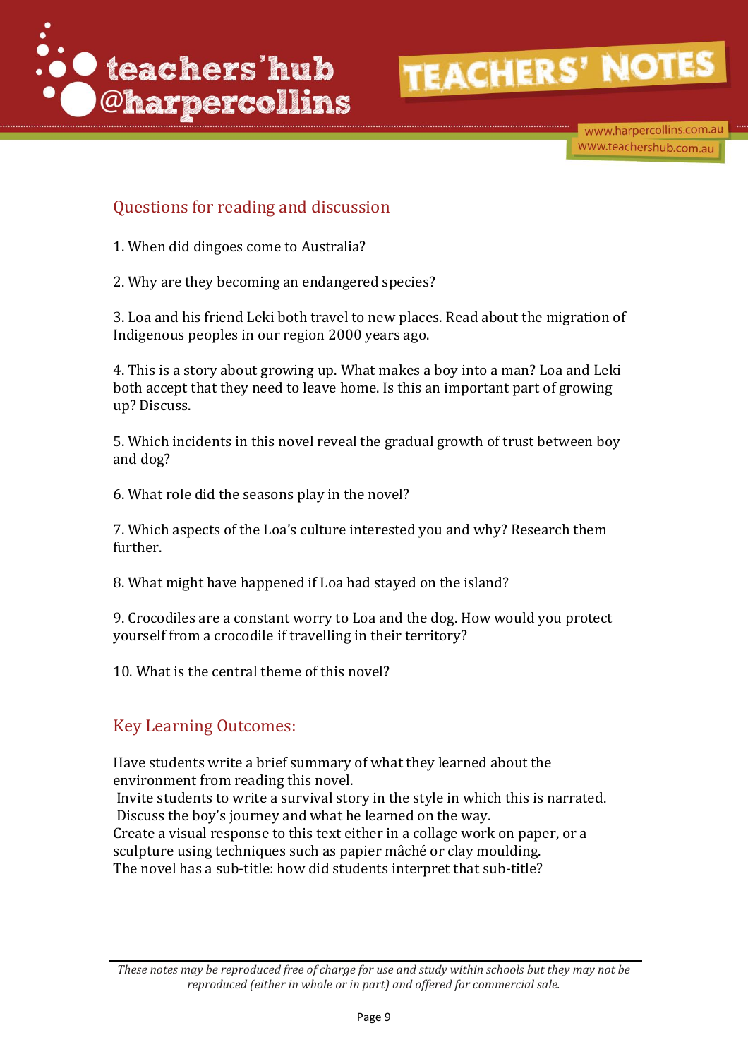## Questions for reading and discussion

1. When did dingoes come to Australia?

2. Why are they becoming an endangered species?

3. Loa and his friend Leki both travel to new places. Read about the migration of Indigenous peoples in our region 2000 years ago.

4. This is a story about growing up. What makes a boy into a man? Loa and Leki both accept that they need to leave home. Is this an important part of growing up? Discuss.

5. Which incidents in this novel reveal the gradual growth of trust between boy and dog?

6. What role did the seasons play in the novel?

7. Which aspects of the Loa's culture interested you and why? Research them further.

8. What might have happened if Loa had stayed on the island?

9. Crocodiles are a constant worry to Loa and the dog. How would you protect yourself from a crocodile if travelling in their territory?

10. What is the central theme of this novel?

## Key Learning Outcomes:

Have students write a brief summary of what they learned about the environment from reading this novel.
Invite students to write a survival story in the style in which this is narrated.
Discuss the boy's journey and what he learned on the way.
Create a visual response to this text either in a collage work on paper, or a sculpture using techniques such as papier mâché or clay moulding.
The novel has a sub-title: how did students interpret that sub-title?

*These notes may be reproduced free of charge for use and study within schools but they may not be reproduced (either in whole or in part) and offered for commercial sale.*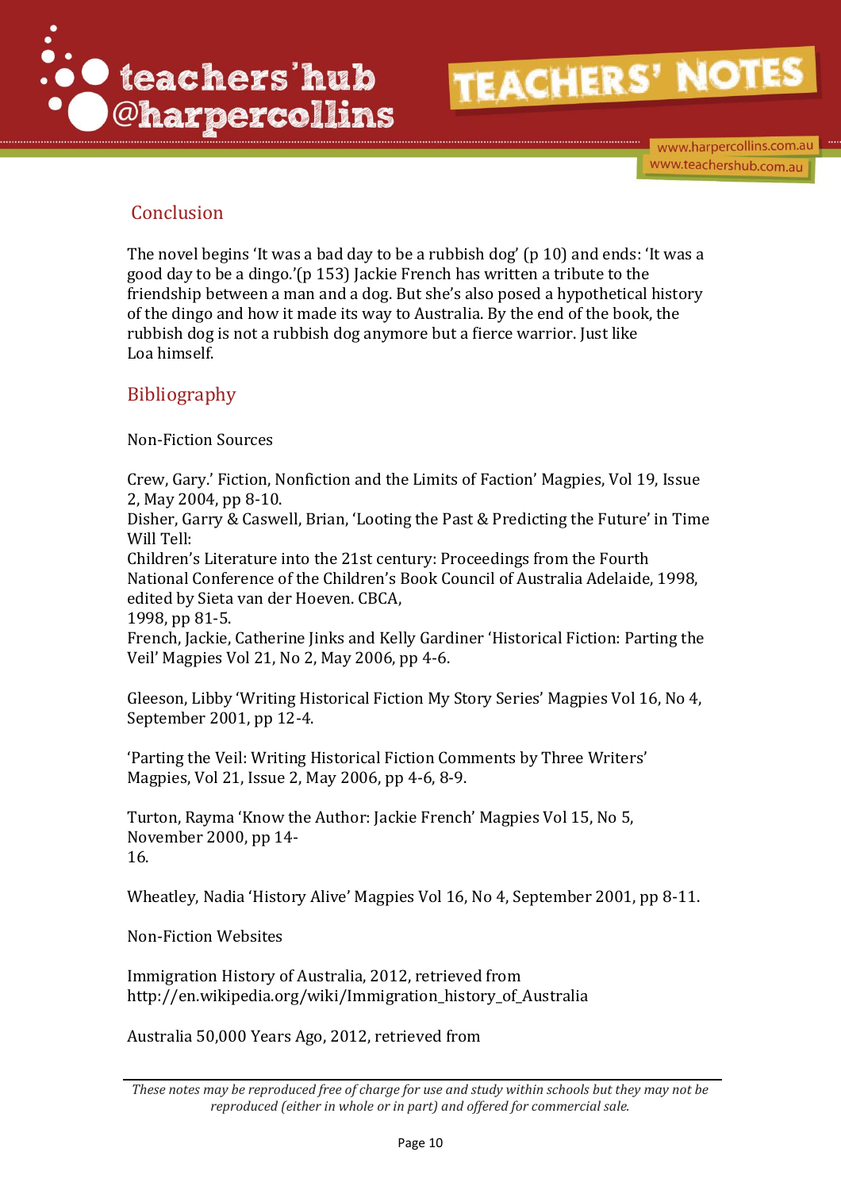## Conclusion

The novel begins 'It was a bad day to be a rubbish dog' (p 10) and ends: 'It was a good day to be a dingo.'(p 153) Jackie French has written a tribute to the friendship between a man and a dog. But she's also posed a hypothetical history of the dingo and how it made its way to Australia. By the end of the book, the rubbish dog is not a rubbish dog anymore but a fierce warrior. Just like Loa himself.

## Bibliography

Non-Fiction Sources

Crew, Gary.' Fiction, Nonfiction and the Limits of Faction' Magpies, Vol 19, Issue 2, May 2004, pp 8-10.
Disher, Garry & Caswell, Brian, 'Looting the Past & Predicting the Future' in Time Will Tell:
Children's Literature into the 21st century: Proceedings from the Fourth National Conference of the Children's Book Council of Australia Adelaide, 1998, edited by Sieta van der Hoeven. CBCA, 1998, pp 81-5.
French, Jackie, Catherine Jinks and Kelly Gardiner 'Historical Fiction: Parting the Veil' Magpies Vol 21, No 2, May 2006, pp 4-6.

Gleeson, Libby 'Writing Historical Fiction My Story Series' Magpies Vol 16, No 4, September 2001, pp 12-4.

'Parting the Veil: Writing Historical Fiction Comments by Three Writers' Magpies, Vol 21, Issue 2, May 2006, pp 4-6, 8-9.

Turton, Rayma 'Know the Author: Jackie French' Magpies Vol 15, No 5, November 2000, pp 14-16.

Wheatley, Nadia 'History Alive' Magpies Vol 16, No 4, September 2001, pp 8-11.

Non-Fiction Websites

Immigration History of Australia, 2012, retrieved from http://en.wikipedia.org/wiki/Immigration_history_of_Australia

Australia 50,000 Years Ago, 2012, retrieved from

*These notes may be reproduced free of charge for use and study within schools but they may not be reproduced (either in whole or in part) and offered for commercial sale.*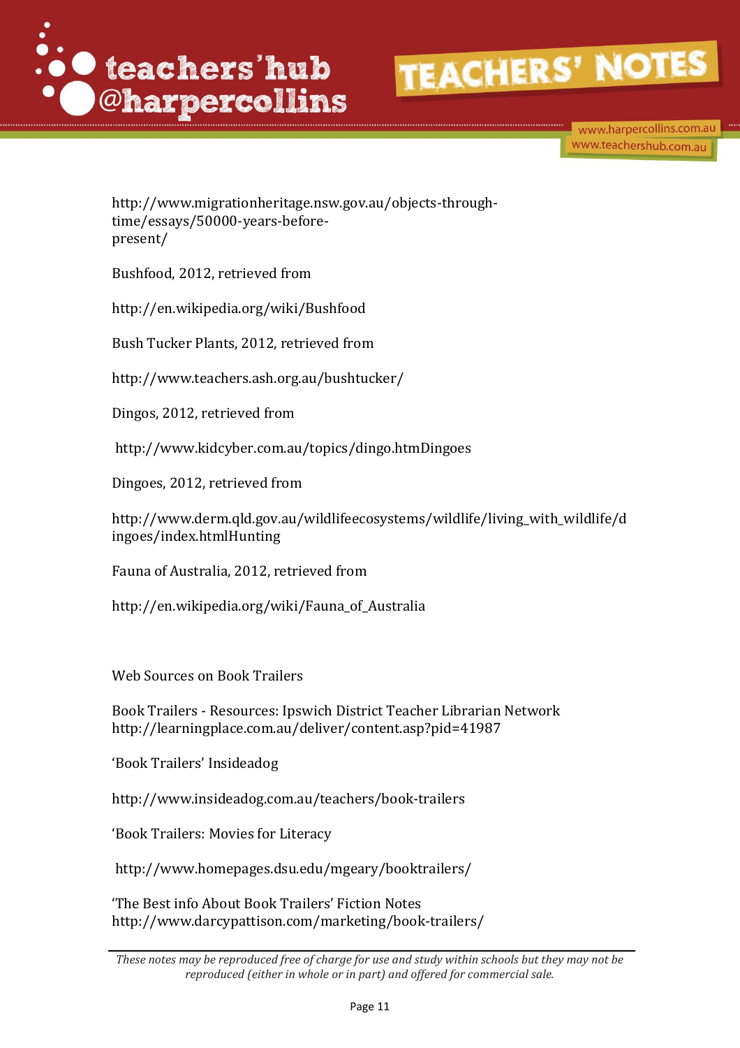http://www.migrationheritage.nsw.gov.au/objects-through-time/essays/50000-years-before-present/

Bushfood, 2012, retrieved from

http://en.wikipedia.org/wiki/Bushfood

Bush Tucker Plants, 2012, retrieved from

http://www.teachers.ash.org.au/bushtucker/

Dingos, 2012, retrieved from

http://www.kidcyber.com.au/topics/dingo.htmDingoes

Dingoes, 2012, retrieved from

http://www.derm.qld.gov.au/wildlifeecosystems/wildlife/living_with_wildlife/dingoes/index.htmlHunting

Fauna of Australia, 2012, retrieved from

http://en.wikipedia.org/wiki/Fauna_of_Australia

Web Sources on Book Trailers

Book Trailers - Resources: Ipswich District Teacher Librarian Network
http://learningplace.com.au/deliver/content.asp?pid=41987

'Book Trailers' Insideadog

http://www.insideadog.com.au/teachers/book-trailers

'Book Trailers: Movies for Literacy

http://www.homepages.dsu.edu/mgeary/booktrailers/

'The Best info About Book Trailers' Fiction Notes
http://www.darcypattison.com/marketing/book-trailers/

*These notes may be reproduced free of charge for use and study within schools but they may not be reproduced (either in whole or in part) and offered for commercial sale.*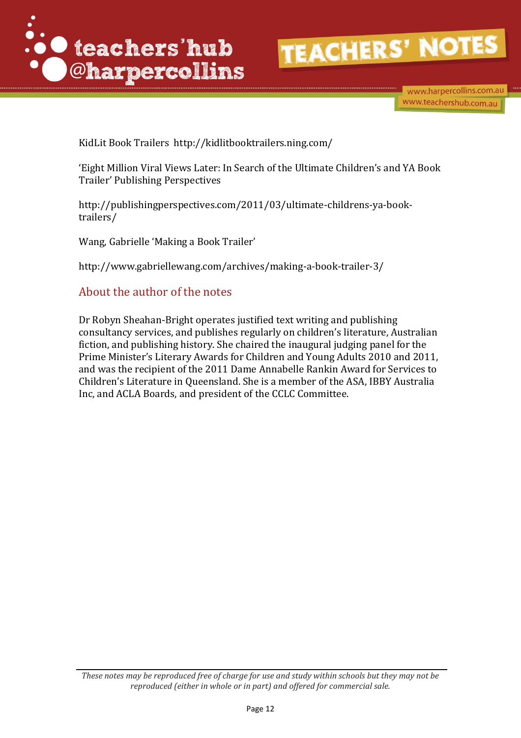KidLit Book Trailers http://kidlitbooktrailers.ning.com/

‘Eight Million Viral Views Later: In Search of the Ultimate Children’s and YA Book Trailer’ Publishing Perspectives

http://publishingperspectives.com/2011/03/ultimate-childrens-ya-book-trailers/

Wang, Gabrielle ‘Making a Book Trailer’

http://www.gabriellewang.com/archives/making-a-book-trailer-3/

## About the author of the notes

Dr Robyn Sheahan-Bright operates justified text writing and publishing consultancy services, and publishes regularly on children’s literature, Australian fiction, and publishing history. She chaired the inaugural judging panel for the Prime Minister’s Literary Awards for Children and Young Adults 2010 and 2011, and was the recipient of the 2011 Dame Annabelle Rankin Award for Services to Children’s Literature in Queensland. She is a member of the ASA, IBBY Australia Inc, and ACLA Boards, and president of the CCLC Committee.

*These notes may be reproduced free of charge for use and study within schools but they may not be reproduced (either in whole or in part) and offered for commercial sale.*